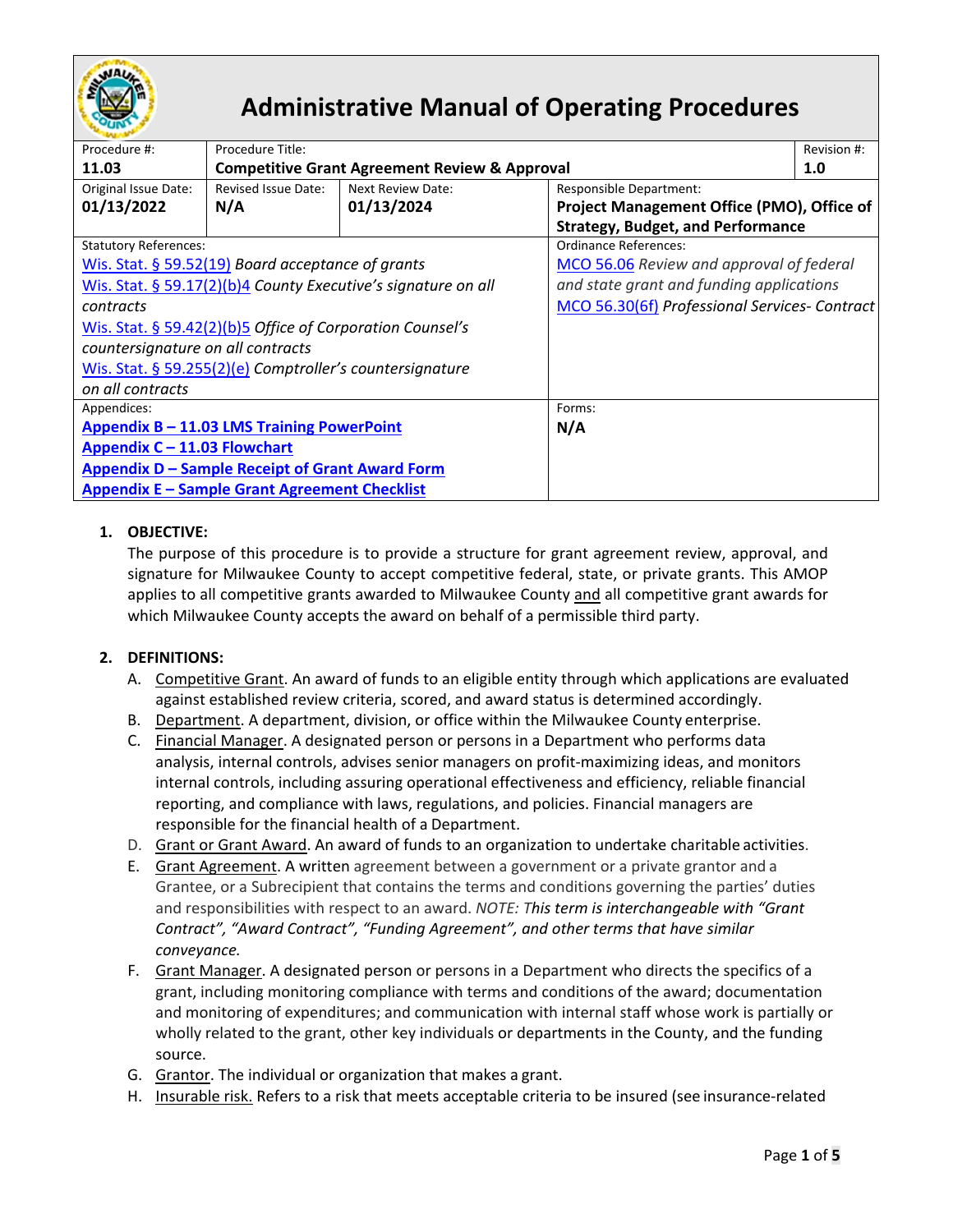# Administrative Manual of Operating Procedures

| Procedure #: **11.03** | Procedure Title: **Competitive Grant Agreement Review & Approval** | | | Revision #: **1.0** |
|---|---|---|---|---|
| Original Issue Date: **01/13/2022** | Revised Issue Date: **N/A** | Next Review Date: **01/13/2024** | Responsible Department: **Project Management Office (PMO), Office of Strategy, Budget, and Performance** | |
| Statutory References: Wis. Stat. § 59.52(19) *Board acceptance of grants*; Wis. Stat. § 59.17(2)(b)4 *County Executive's signature on all contracts*; Wis. Stat. § 59.42(2)(b)5 *Office of Corporation Counsel's countersignature on all contracts*; Wis. Stat. § 59.255(2)(e) *Comptroller's countersignature on all contracts* | | | Ordinance References: MCO 56.06 *Review and approval of federal and state grant and funding applications*; MCO 56.30(6f) *Professional Services- Contract* | |
| Appendices: **Appendix B – 11.03 LMS Training PowerPoint**; **Appendix C – 11.03 Flowchart**; **Appendix D – Sample Receipt of Grant Award Form**; **Appendix E – Sample Grant Agreement Checklist** | | | Forms: **N/A** | |

1. **OBJECTIVE:**
   The purpose of this procedure is to provide a structure for grant agreement review, approval, and signature for Milwaukee County to accept competitive federal, state, or private grants. This AMOP applies to all competitive grants awarded to Milwaukee County and all competitive grant awards for which Milwaukee County accepts the award on behalf of a permissible third party.

2. **DEFINITIONS:**
   A. Competitive Grant. An award of funds to an eligible entity through which applications are evaluated against established review criteria, scored, and award status is determined accordingly.
   B. Department. A department, division, or office within the Milwaukee County enterprise.
   C. Financial Manager. A designated person or persons in a Department who performs data analysis, internal controls, advises senior managers on profit-maximizing ideas, and monitors internal controls, including assuring operational effectiveness and efficiency, reliable financial reporting, and compliance with laws, regulations, and policies. Financial managers are responsible for the financial health of a Department.
   D. Grant or Grant Award. An award of funds to an organization to undertake charitable activities.
   E. Grant Agreement. A written agreement between a government or a private grantor and a Grantee, or a Subrecipient that contains the terms and conditions governing the parties' duties and responsibilities with respect to an award. *NOTE: This term is interchangeable with "Grant Contract", "Award Contract", "Funding Agreement", and other terms that have similar conveyance.*
   F. Grant Manager. A designated person or persons in a Department who directs the specifics of a grant, including monitoring compliance with terms and conditions of the award; documentation and monitoring of expenditures; and communication with internal staff whose work is partially or wholly related to the grant, other key individuals or departments in the County, and the funding source.
   G. Grantor. The individual or organization that makes a grant.
   H. Insurable risk. Refers to a risk that meets acceptable criteria to be insured (see insurance-related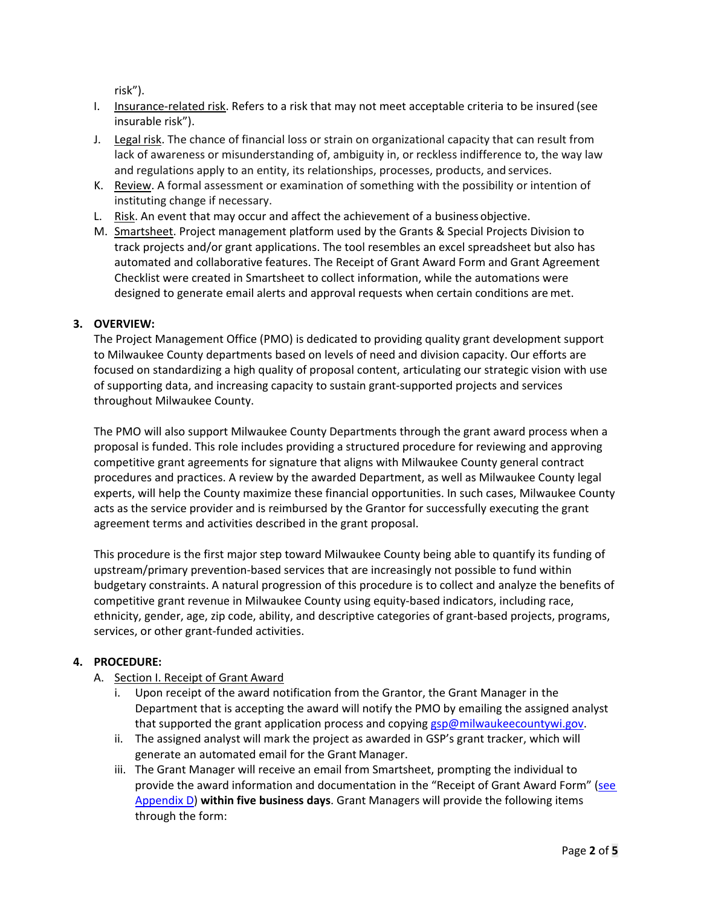risk").

I. <u>Insurance-related risk</u>. Refers to a risk that may not meet acceptable criteria to be insured (see insurable risk").
J. <u>Legal risk</u>. The chance of financial loss or strain on organizational capacity that can result from lack of awareness or misunderstanding of, ambiguity in, or reckless indifference to, the way law and regulations apply to an entity, its relationships, processes, products, and services.
K. <u>Review</u>. A formal assessment or examination of something with the possibility or intention of instituting change if necessary.
L. <u>Risk</u>. An event that may occur and affect the achievement of a business objective.
M. <u>Smartsheet</u>. Project management platform used by the Grants & Special Projects Division to track projects and/or grant applications. The tool resembles an excel spreadsheet but also has automated and collaborative features. The Receipt of Grant Award Form and Grant Agreement Checklist were created in Smartsheet to collect information, while the automations were designed to generate email alerts and approval requests when certain conditions are met.

**3. OVERVIEW:**

The Project Management Office (PMO) is dedicated to providing quality grant development support to Milwaukee County departments based on levels of need and division capacity. Our efforts are focused on standardizing a high quality of proposal content, articulating our strategic vision with use of supporting data, and increasing capacity to sustain grant-supported projects and services throughout Milwaukee County.

The PMO will also support Milwaukee County Departments through the grant award process when a proposal is funded. This role includes providing a structured procedure for reviewing and approving competitive grant agreements for signature that aligns with Milwaukee County general contract procedures and practices. A review by the awarded Department, as well as Milwaukee County legal experts, will help the County maximize these financial opportunities. In such cases, Milwaukee County acts as the service provider and is reimbursed by the Grantor for successfully executing the grant agreement terms and activities described in the grant proposal.

This procedure is the first major step toward Milwaukee County being able to quantify its funding of upstream/primary prevention-based services that are increasingly not possible to fund within budgetary constraints. A natural progression of this procedure is to collect and analyze the benefits of competitive grant revenue in Milwaukee County using equity-based indicators, including race, ethnicity, gender, age, zip code, ability, and descriptive categories of grant-based projects, programs, services, or other grant-funded activities.

**4. PROCEDURE:**

A. <u>Section I. Receipt of Grant Award</u>
   i. Upon receipt of the award notification from the Grantor, the Grant Manager in the Department that is accepting the award will notify the PMO by emailing the assigned analyst that supported the grant application process and copying gsp@milwaukeecountywi.gov.
   ii. The assigned analyst will mark the project as awarded in GSP's grant tracker, which will generate an automated email for the Grant Manager.
   iii. The Grant Manager will receive an email from Smartsheet, prompting the individual to provide the award information and documentation in the "Receipt of Grant Award Form" (see Appendix D) **within five business days**. Grant Managers will provide the following items through the form: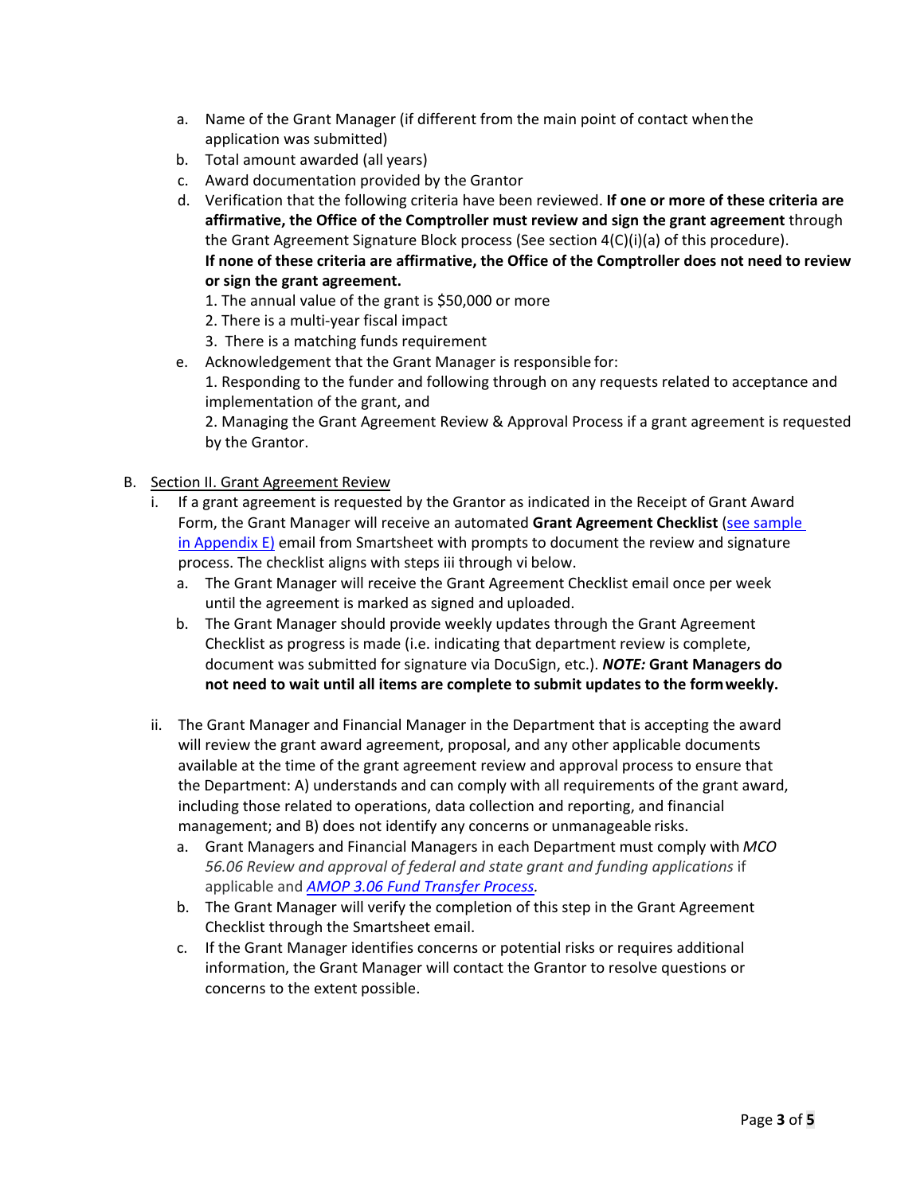a. Name of the Grant Manager (if different from the main point of contact when the application was submitted)
b. Total amount awarded (all years)
c. Award documentation provided by the Grantor
d. Verification that the following criteria have been reviewed. **If one or more of these criteria are affirmative, the Office of the Comptroller must review and sign the grant agreement** through the Grant Agreement Signature Block process (See section 4(C)(i)(a) of this procedure).
   **If none of these criteria are affirmative, the Office of the Comptroller does not need to review or sign the grant agreement.**
   1. The annual value of the grant is $50,000 or more
   2. There is a multi-year fiscal impact
   3. There is a matching funds requirement
e. Acknowledgement that the Grant Manager is responsible for:
   1. Responding to the funder and following through on any requests related to acceptance and implementation of the grant, and
   2. Managing the Grant Agreement Review & Approval Process if a grant agreement is requested by the Grantor.

B. Section II. Grant Agreement Review

i. If a grant agreement is requested by the Grantor as indicated in the Receipt of Grant Award Form, the Grant Manager will receive an automated **Grant Agreement Checklist** (see sample in Appendix E) email from Smartsheet with prompts to document the review and signature process. The checklist aligns with steps iii through vi below.
   a. The Grant Manager will receive the Grant Agreement Checklist email once per week until the agreement is marked as signed and uploaded.
   b. The Grant Manager should provide weekly updates through the Grant Agreement Checklist as progress is made (i.e. indicating that department review is complete, document was submitted for signature via DocuSign, etc.). ***NOTE:*** **Grant Managers do not need to wait until all items are complete to submit updates to the form weekly.**

ii. The Grant Manager and Financial Manager in the Department that is accepting the award will review the grant award agreement, proposal, and any other applicable documents available at the time of the grant agreement review and approval process to ensure that the Department: A) understands and can comply with all requirements of the grant award, including those related to operations, data collection and reporting, and financial management; and B) does not identify any concerns or unmanageable risks.
   a. Grant Managers and Financial Managers in each Department must comply with *MCO 56.06 Review and approval of federal and state grant and funding applications* if applicable and *AMOP 3.06 Fund Transfer Process.*
   b. The Grant Manager will verify the completion of this step in the Grant Agreement Checklist through the Smartsheet email.
   c. If the Grant Manager identifies concerns or potential risks or requires additional information, the Grant Manager will contact the Grantor to resolve questions or concerns to the extent possible.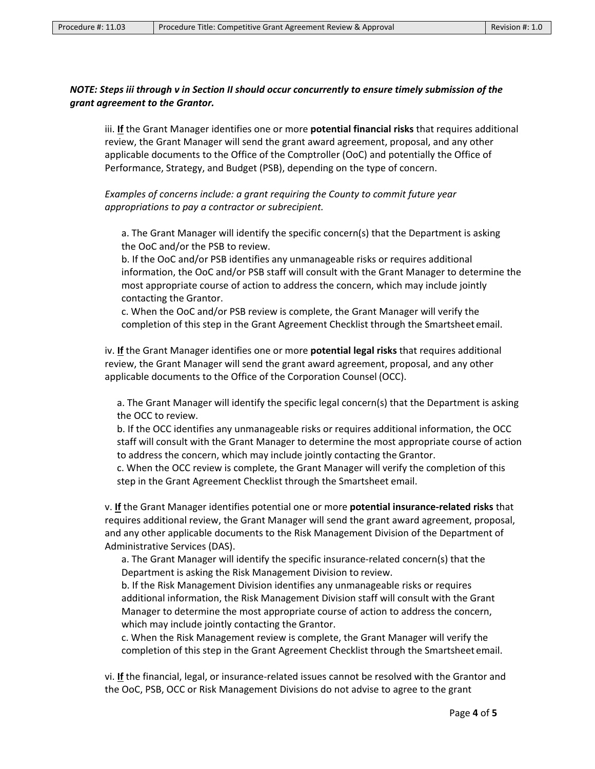***NOTE: Steps iii through v in Section II should occur concurrently to ensure timely submission of the grant agreement to the Grantor.***

iii. **<u>If</u>** the Grant Manager identifies one or more **potential financial risks** that requires additional review, the Grant Manager will send the grant award agreement, proposal, and any other applicable documents to the Office of the Comptroller (OoC) and potentially the Office of Performance, Strategy, and Budget (PSB), depending on the type of concern.

*Examples of concerns include: a grant requiring the County to commit future year appropriations to pay a contractor or subrecipient.*

a. The Grant Manager will identify the specific concern(s) that the Department is asking the OoC and/or the PSB to review.
b. If the OoC and/or PSB identifies any unmanageable risks or requires additional information, the OoC and/or PSB staff will consult with the Grant Manager to determine the most appropriate course of action to address the concern, which may include jointly contacting the Grantor.
c. When the OoC and/or PSB review is complete, the Grant Manager will verify the completion of this step in the Grant Agreement Checklist through the Smartsheet email.

iv. **<u>If</u>** the Grant Manager identifies one or more **potential legal risks** that requires additional review, the Grant Manager will send the grant award agreement, proposal, and any other applicable documents to the Office of the Corporation Counsel (OCC).

a. The Grant Manager will identify the specific legal concern(s) that the Department is asking the OCC to review.
b. If the OCC identifies any unmanageable risks or requires additional information, the OCC staff will consult with the Grant Manager to determine the most appropriate course of action to address the concern, which may include jointly contacting the Grantor.
c. When the OCC review is complete, the Grant Manager will verify the completion of this step in the Grant Agreement Checklist through the Smartsheet email.

v. **<u>If</u>** the Grant Manager identifies potential one or more **potential insurance-related risks** that requires additional review, the Grant Manager will send the grant award agreement, proposal, and any other applicable documents to the Risk Management Division of the Department of Administrative Services (DAS).

a. The Grant Manager will identify the specific insurance-related concern(s) that the Department is asking the Risk Management Division to review.
b. If the Risk Management Division identifies any unmanageable risks or requires additional information, the Risk Management Division staff will consult with the Grant Manager to determine the most appropriate course of action to address the concern, which may include jointly contacting the Grantor.
c. When the Risk Management review is complete, the Grant Manager will verify the completion of this step in the Grant Agreement Checklist through the Smartsheet email.

vi. **<u>If</u>** the financial, legal, or insurance-related issues cannot be resolved with the Grantor and the OoC, PSB, OCC or Risk Management Divisions do not advise to agree to the grant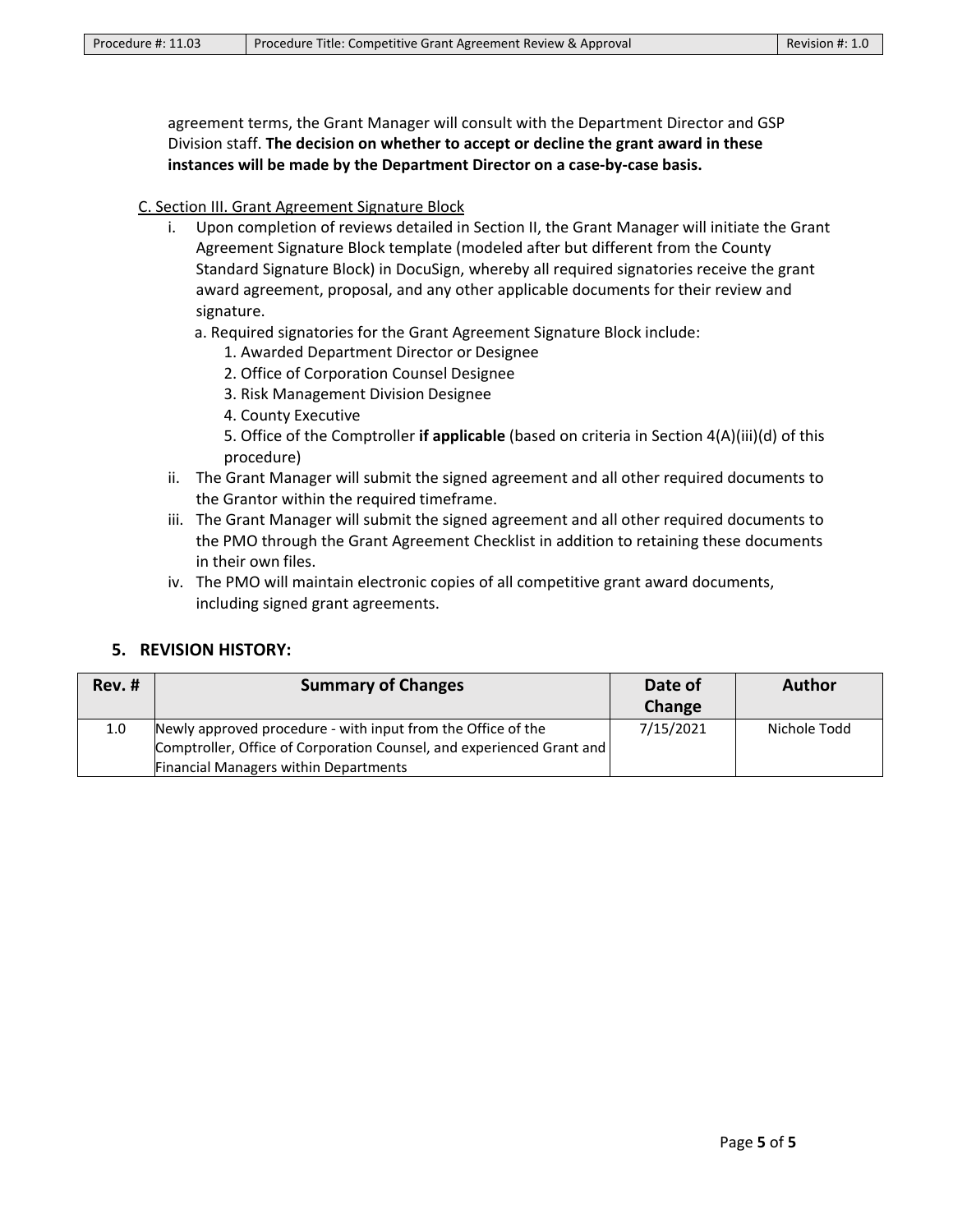agreement terms, the Grant Manager will consult with the Department Director and GSP Division staff. **The decision on whether to accept or decline the grant award in these instances will be made by the Department Director on a case-by-case basis.**

C. Section III. Grant Agreement Signature Block

i. Upon completion of reviews detailed in Section II, the Grant Manager will initiate the Grant Agreement Signature Block template (modeled after but different from the County Standard Signature Block) in DocuSign, whereby all required signatories receive the grant award agreement, proposal, and any other applicable documents for their review and signature.
   - a. Required signatories for the Grant Agreement Signature Block include:
     1. Awarded Department Director or Designee
     2. Office of Corporation Counsel Designee
     3. Risk Management Division Designee
     4. County Executive
     5. Office of the Comptroller **if applicable** (based on criteria in Section 4(A)(iii)(d) of this procedure)

ii. The Grant Manager will submit the signed agreement and all other required documents to the Grantor within the required timeframe.

iii. The Grant Manager will submit the signed agreement and all other required documents to the PMO through the Grant Agreement Checklist in addition to retaining these documents in their own files.

iv. The PMO will maintain electronic copies of all competitive grant award documents, including signed grant agreements.

## 5. REVISION HISTORY:

| Rev. # | Summary of Changes | Date of Change | Author |
|---|---|---|---|
| 1.0 | Newly approved procedure - with input from the Office of the Comptroller, Office of Corporation Counsel, and experienced Grant and Financial Managers within Departments | 7/15/2021 | Nichole Todd |